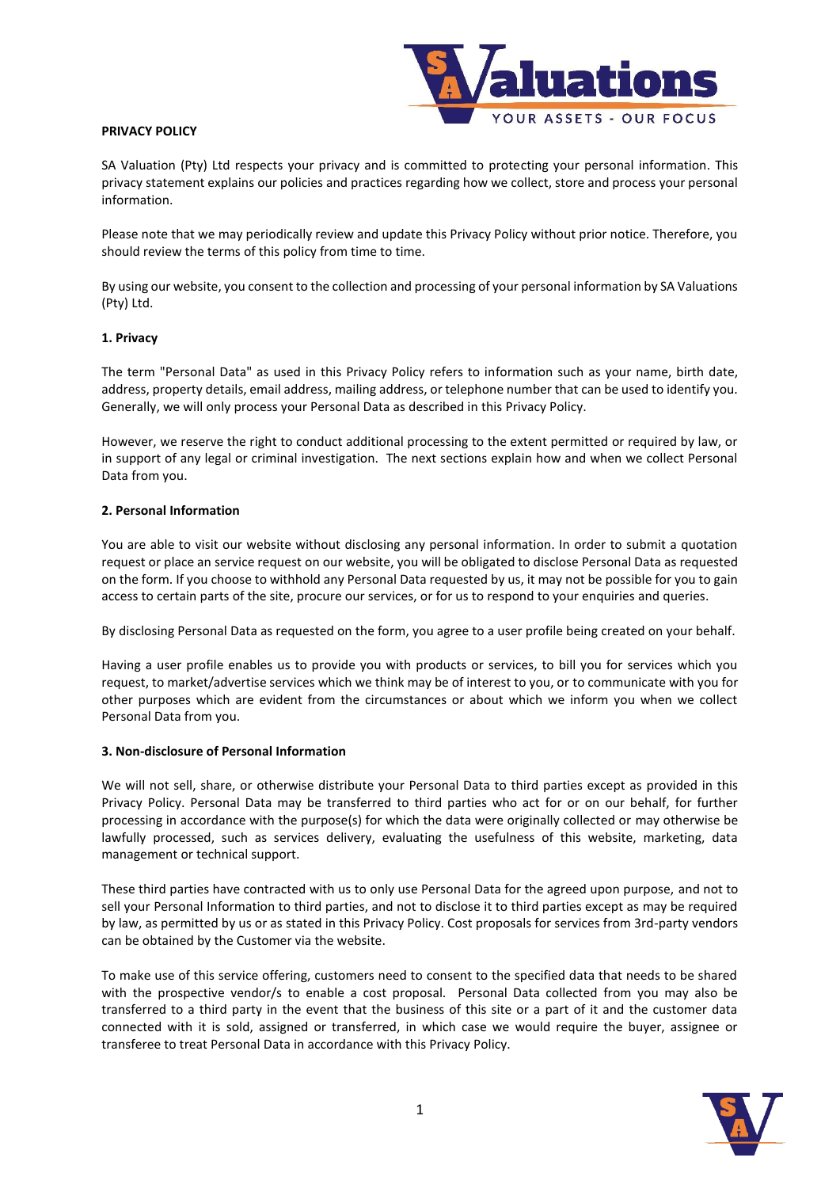**PRIVACY POLICY**

SA Valuation (Pty) Ltd respects your privacy and is committed to protecting your personal information. This privacy statement explains our policies and practices regarding how we collect, store and process your personal information.

Please note that we may periodically review and update this Privacy Policy without prior notice. Therefore, you should review the terms of this policy from time to time.

By using our website, you consent to the collection and processing of your personal information by SA Valuations (Pty) Ltd.

**1. Privacy**

The term "Personal Data" as used in this Privacy Policy refers to information such as your name, birth date, address, property details, email address, mailing address, or telephone number that can be used to identify you. Generally, we will only process your Personal Data as described in this Privacy Policy.

However, we reserve the right to conduct additional processing to the extent permitted or required by law, or in support of any legal or criminal investigation. The next sections explain how and when we collect Personal Data from you.

**2. Personal Information**

You are able to visit our website without disclosing any personal information. In order to submit a quotation request or place an service request on our website, you will be obligated to disclose Personal Data as requested on the form. If you choose to withhold any Personal Data requested by us, it may not be possible for you to gain access to certain parts of the site, procure our services, or for us to respond to your enquiries and queries.

By disclosing Personal Data as requested on the form, you agree to a user profile being created on your behalf.

Having a user profile enables us to provide you with products or services, to bill you for services which you request, to market/advertise services which we think may be of interest to you, or to communicate with you for other purposes which are evident from the circumstances or about which we inform you when we collect Personal Data from you.

**3. Non-disclosure of Personal Information**

We will not sell, share, or otherwise distribute your Personal Data to third parties except as provided in this Privacy Policy. Personal Data may be transferred to third parties who act for or on our behalf, for further processing in accordance with the purpose(s) for which the data were originally collected or may otherwise be lawfully processed, such as services delivery, evaluating the usefulness of this website, marketing, data management or technical support.

These third parties have contracted with us to only use Personal Data for the agreed upon purpose, and not to sell your Personal Information to third parties, and not to disclose it to third parties except as may be required by law, as permitted by us or as stated in this Privacy Policy. Cost proposals for services from 3rd-party vendors can be obtained by the Customer via the website.

To make use of this service offering, customers need to consent to the specified data that needs to be shared with the prospective vendor/s to enable a cost proposal. Personal Data collected from you may also be transferred to a third party in the event that the business of this site or a part of it and the customer data connected with it is sold, assigned or transferred, in which case we would require the buyer, assignee or transferee to treat Personal Data in accordance with this Privacy Policy.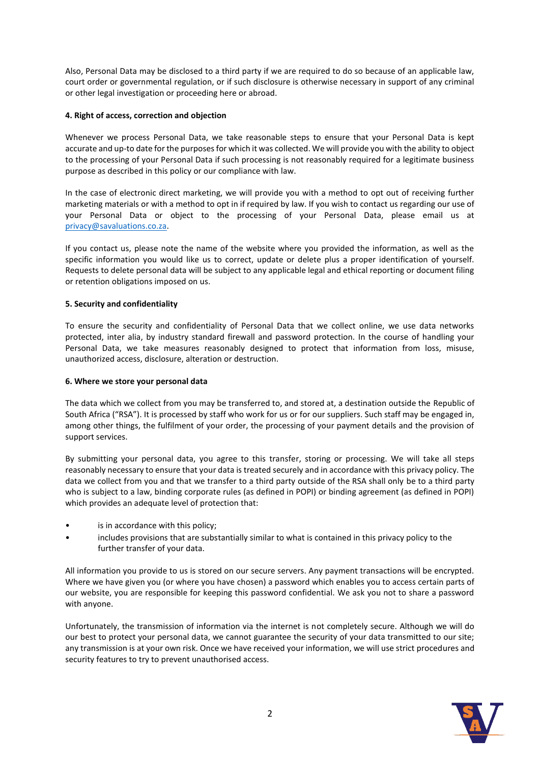Also, Personal Data may be disclosed to a third party if we are required to do so because of an applicable law, court order or governmental regulation, or if such disclosure is otherwise necessary in support of any criminal or other legal investigation or proceeding here or abroad.

**4. Right of access, correction and objection**

Whenever we process Personal Data, we take reasonable steps to ensure that your Personal Data is kept accurate and up-to date for the purposes for which it was collected. We will provide you with the ability to object to the processing of your Personal Data if such processing is not reasonably required for a legitimate business purpose as described in this policy or our compliance with law.

In the case of electronic direct marketing, we will provide you with a method to opt out of receiving further marketing materials or with a method to opt in if required by law. If you wish to contact us regarding our use of your Personal Data or object to the processing of your Personal Data, please email us at privacy@savaluations.co.za.

If you contact us, please note the name of the website where you provided the information, as well as the specific information you would like us to correct, update or delete plus a proper identification of yourself. Requests to delete personal data will be subject to any applicable legal and ethical reporting or document filing or retention obligations imposed on us.

**5. Security and confidentiality**

To ensure the security and confidentiality of Personal Data that we collect online, we use data networks protected, inter alia, by industry standard firewall and password protection. In the course of handling your Personal Data, we take measures reasonably designed to protect that information from loss, misuse, unauthorized access, disclosure, alteration or destruction.

**6. Where we store your personal data**

The data which we collect from you may be transferred to, and stored at, a destination outside the Republic of South Africa ("RSA"). It is processed by staff who work for us or for our suppliers. Such staff may be engaged in, among other things, the fulfilment of your order, the processing of your payment details and the provision of support services.

By submitting your personal data, you agree to this transfer, storing or processing. We will take all steps reasonably necessary to ensure that your data is treated securely and in accordance with this privacy policy. The data we collect from you and that we transfer to a third party outside of the RSA shall only be to a third party who is subject to a law, binding corporate rules (as defined in POPI) or binding agreement (as defined in POPI) which provides an adequate level of protection that:

- is in accordance with this policy;
- includes provisions that are substantially similar to what is contained in this privacy policy to the further transfer of your data.

All information you provide to us is stored on our secure servers. Any payment transactions will be encrypted. Where we have given you (or where you have chosen) a password which enables you to access certain parts of our website, you are responsible for keeping this password confidential. We ask you not to share a password with anyone.

Unfortunately, the transmission of information via the internet is not completely secure. Although we will do our best to protect your personal data, we cannot guarantee the security of your data transmitted to our site; any transmission is at your own risk. Once we have received your information, we will use strict procedures and security features to try to prevent unauthorised access.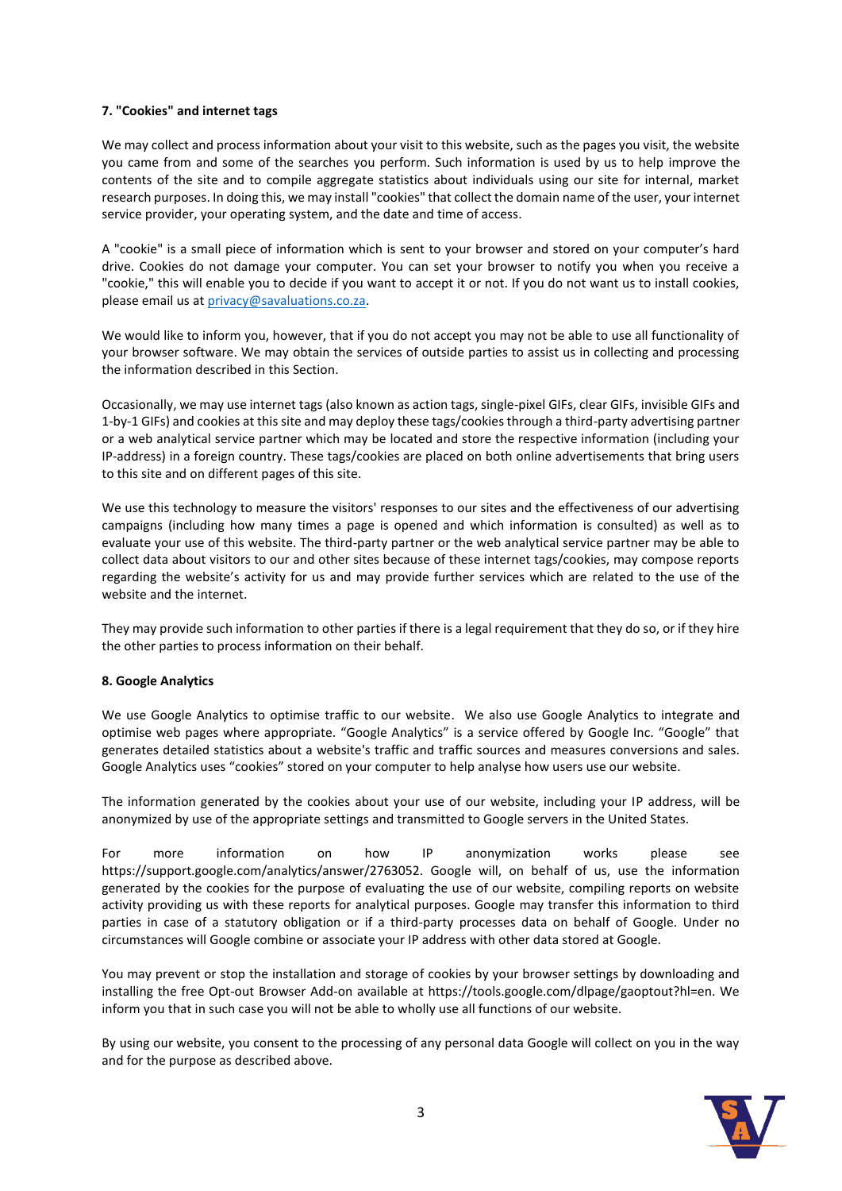**7. "Cookies" and internet tags**

We may collect and process information about your visit to this website, such as the pages you visit, the website you came from and some of the searches you perform. Such information is used by us to help improve the contents of the site and to compile aggregate statistics about individuals using our site for internal, market research purposes. In doing this, we may install "cookies" that collect the domain name of the user, your internet service provider, your operating system, and the date and time of access.

A "cookie" is a small piece of information which is sent to your browser and stored on your computer's hard drive. Cookies do not damage your computer. You can set your browser to notify you when you receive a "cookie," this will enable you to decide if you want to accept it or not. If you do not want us to install cookies, please email us at [privacy@savaluations.co.za](mailto:privacy@savaluations.co.za).

We would like to inform you, however, that if you do not accept you may not be able to use all functionality of your browser software. We may obtain the services of outside parties to assist us in collecting and processing the information described in this Section.

Occasionally, we may use internet tags (also known as action tags, single-pixel GIFs, clear GIFs, invisible GIFs and 1-by-1 GIFs) and cookies at this site and may deploy these tags/cookies through a third-party advertising partner or a web analytical service partner which may be located and store the respective information (including your IP-address) in a foreign country. These tags/cookies are placed on both online advertisements that bring users to this site and on different pages of this site.

We use this technology to measure the visitors' responses to our sites and the effectiveness of our advertising campaigns (including how many times a page is opened and which information is consulted) as well as to evaluate your use of this website. The third-party partner or the web analytical service partner may be able to collect data about visitors to our and other sites because of these internet tags/cookies, may compose reports regarding the website's activity for us and may provide further services which are related to the use of the website and the internet.

They may provide such information to other parties if there is a legal requirement that they do so, or if they hire the other parties to process information on their behalf.

**8. Google Analytics**

We use Google Analytics to optimise traffic to our website. We also use Google Analytics to integrate and optimise web pages where appropriate. "Google Analytics" is a service offered by Google Inc. "Google" that generates detailed statistics about a website's traffic and traffic sources and measures conversions and sales. Google Analytics uses "cookies" stored on your computer to help analyse how users use our website.

The information generated by the cookies about your use of our website, including your IP address, will be anonymized by use of the appropriate settings and transmitted to Google servers in the United States.

For more information on how IP anonymization works please see https://support.google.com/analytics/answer/2763052. Google will, on behalf of us, use the information generated by the cookies for the purpose of evaluating the use of our website, compiling reports on website activity providing us with these reports for analytical purposes. Google may transfer this information to third parties in case of a statutory obligation or if a third-party processes data on behalf of Google. Under no circumstances will Google combine or associate your IP address with other data stored at Google.

You may prevent or stop the installation and storage of cookies by your browser settings by downloading and installing the free Opt-out Browser Add-on available at https://tools.google.com/dlpage/gaoptout?hl=en. We inform you that in such case you will not be able to wholly use all functions of our website.

By using our website, you consent to the processing of any personal data Google will collect on you in the way and for the purpose as described above.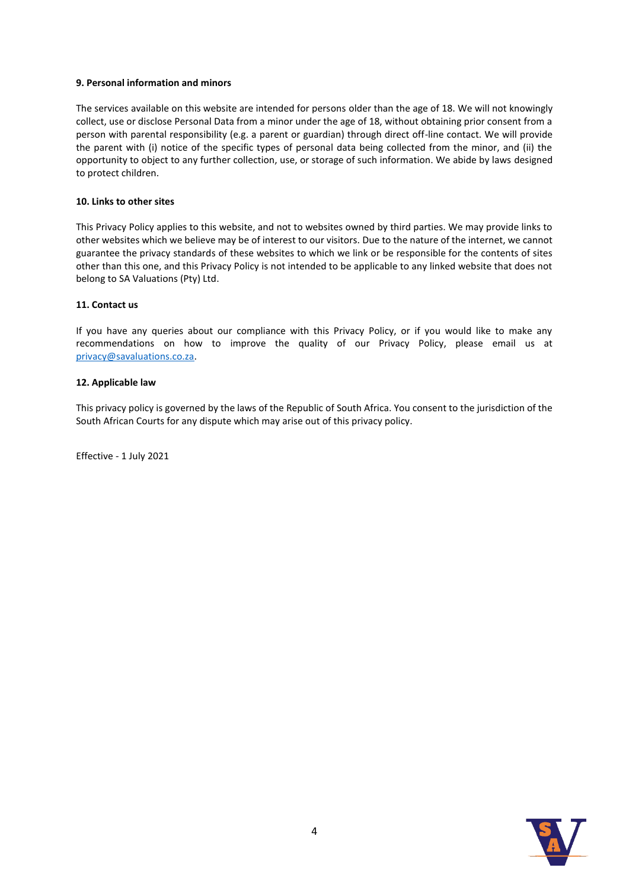**9. Personal information and minors**

The services available on this website are intended for persons older than the age of 18. We will not knowingly collect, use or disclose Personal Data from a minor under the age of 18, without obtaining prior consent from a person with parental responsibility (e.g. a parent or guardian) through direct off-line contact. We will provide the parent with (i) notice of the specific types of personal data being collected from the minor, and (ii) the opportunity to object to any further collection, use, or storage of such information. We abide by laws designed to protect children.

**10. Links to other sites**

This Privacy Policy applies to this website, and not to websites owned by third parties. We may provide links to other websites which we believe may be of interest to our visitors. Due to the nature of the internet, we cannot guarantee the privacy standards of these websites to which we link or be responsible for the contents of sites other than this one, and this Privacy Policy is not intended to be applicable to any linked website that does not belong to SA Valuations (Pty) Ltd.

**11. Contact us**

If you have any queries about our compliance with this Privacy Policy, or if you would like to make any recommendations on how to improve the quality of our Privacy Policy, please email us at privacy@savaluations.co.za.

**12. Applicable law**

This privacy policy is governed by the laws of the Republic of South Africa. You consent to the jurisdiction of the South African Courts for any dispute which may arise out of this privacy policy.

Effective - 1 July 2021